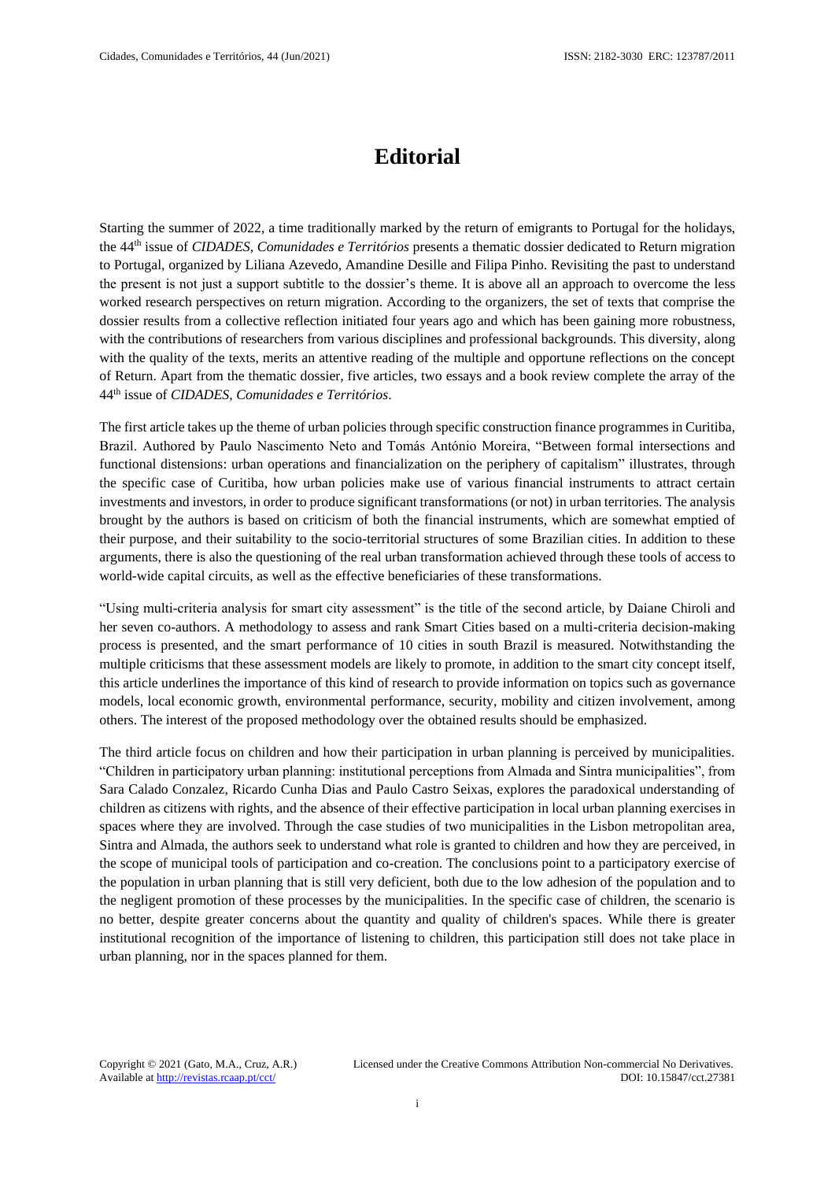# Editorial

Starting the summer of 2022, a time traditionally marked by the return of emigrants to Portugal for the holidays, the 44th issue of *CIDADES, Comunidades e Territórios* presents a thematic dossier dedicated to Return migration to Portugal, organized by Liliana Azevedo, Amandine Desille and Filipa Pinho. Revisiting the past to understand the present is not just a support subtitle to the dossier's theme. It is above all an approach to overcome the less worked research perspectives on return migration. According to the organizers, the set of texts that comprise the dossier results from a collective reflection initiated four years ago and which has been gaining more robustness, with the contributions of researchers from various disciplines and professional backgrounds. This diversity, along with the quality of the texts, merits an attentive reading of the multiple and opportune reflections on the concept of Return. Apart from the thematic dossier, five articles, two essays and a book review complete the array of the 44th issue of *CIDADES, Comunidades e Territórios*.

The first article takes up the theme of urban policies through specific construction finance programmes in Curitiba, Brazil. Authored by Paulo Nascimento Neto and Tomás António Moreira, "Between formal intersections and functional distensions: urban operations and financialization on the periphery of capitalism" illustrates, through the specific case of Curitiba, how urban policies make use of various financial instruments to attract certain investments and investors, in order to produce significant transformations (or not) in urban territories. The analysis brought by the authors is based on criticism of both the financial instruments, which are somewhat emptied of their purpose, and their suitability to the socio-territorial structures of some Brazilian cities. In addition to these arguments, there is also the questioning of the real urban transformation achieved through these tools of access to world-wide capital circuits, as well as the effective beneficiaries of these transformations.

"Using multi-criteria analysis for smart city assessment" is the title of the second article, by Daiane Chiroli and her seven co-authors. A methodology to assess and rank Smart Cities based on a multi-criteria decision-making process is presented, and the smart performance of 10 cities in south Brazil is measured. Notwithstanding the multiple criticisms that these assessment models are likely to promote, in addition to the smart city concept itself, this article underlines the importance of this kind of research to provide information on topics such as governance models, local economic growth, environmental performance, security, mobility and citizen involvement, among others. The interest of the proposed methodology over the obtained results should be emphasized.

The third article focus on children and how their participation in urban planning is perceived by municipalities. "Children in participatory urban planning: institutional perceptions from Almada and Sintra municipalities", from Sara Calado Conzalez, Ricardo Cunha Dias and Paulo Castro Seixas, explores the paradoxical understanding of children as citizens with rights, and the absence of their effective participation in local urban planning exercises in spaces where they are involved. Through the case studies of two municipalities in the Lisbon metropolitan area, Sintra and Almada, the authors seek to understand what role is granted to children and how they are perceived, in the scope of municipal tools of participation and co-creation. The conclusions point to a participatory exercise of the population in urban planning that is still very deficient, both due to the low adhesion of the population and to the negligent promotion of these processes by the municipalities. In the specific case of children, the scenario is no better, despite greater concerns about the quantity and quality of children's spaces. While there is greater institutional recognition of the importance of listening to children, this participation still does not take place in urban planning, nor in the spaces planned for them.

Copyright © 2021 (Gato, M.A., Cruz, A.R.) Licensed under the Creative Commons Attribution Non-commercial No Derivatives.
Available at http://revistas.rcaap.pt/cct/ DOI: 10.15847/cct.27381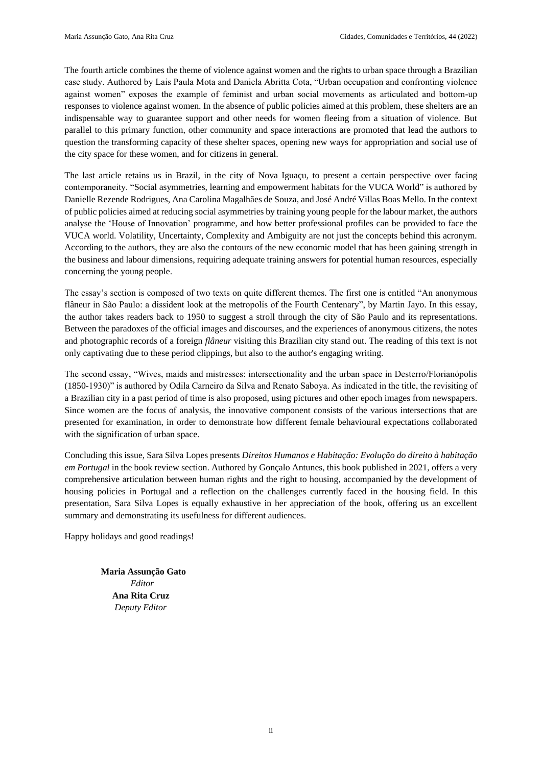The fourth article combines the theme of violence against women and the rights to urban space through a Brazilian case study. Authored by Lais Paula Mota and Daniela Abritta Cota, "Urban occupation and confronting violence against women" exposes the example of feminist and urban social movements as articulated and bottom-up responses to violence against women. In the absence of public policies aimed at this problem, these shelters are an indispensable way to guarantee support and other needs for women fleeing from a situation of violence. But parallel to this primary function, other community and space interactions are promoted that lead the authors to question the transforming capacity of these shelter spaces, opening new ways for appropriation and social use of the city space for these women, and for citizens in general.

The last article retains us in Brazil, in the city of Nova Iguaçu, to present a certain perspective over facing contemporaneity. "Social asymmetries, learning and empowerment habitats for the VUCA World" is authored by Danielle Rezende Rodrigues, Ana Carolina Magalhães de Souza, and José André Villas Boas Mello. In the context of public policies aimed at reducing social asymmetries by training young people for the labour market, the authors analyse the 'House of Innovation' programme, and how better professional profiles can be provided to face the VUCA world. Volatility, Uncertainty, Complexity and Ambiguity are not just the concepts behind this acronym. According to the authors, they are also the contours of the new economic model that has been gaining strength in the business and labour dimensions, requiring adequate training answers for potential human resources, especially concerning the young people.

The essay's section is composed of two texts on quite different themes. The first one is entitled "An anonymous flâneur in São Paulo: a dissident look at the metropolis of the Fourth Centenary", by Martin Jayo. In this essay, the author takes readers back to 1950 to suggest a stroll through the city of São Paulo and its representations. Between the paradoxes of the official images and discourses, and the experiences of anonymous citizens, the notes and photographic records of a foreign *flâneur* visiting this Brazilian city stand out. The reading of this text is not only captivating due to these period clippings, but also to the author's engaging writing.

The second essay, "Wives, maids and mistresses: intersectionality and the urban space in Desterro/Florianópolis (1850-1930)" is authored by Odila Carneiro da Silva and Renato Saboya. As indicated in the title, the revisiting of a Brazilian city in a past period of time is also proposed, using pictures and other epoch images from newspapers. Since women are the focus of analysis, the innovative component consists of the various intersections that are presented for examination, in order to demonstrate how different female behavioural expectations collaborated with the signification of urban space.

Concluding this issue, Sara Silva Lopes presents *Direitos Humanos e Habitação: Evolução do direito à habitação em Portugal* in the book review section. Authored by Gonçalo Antunes, this book published in 2021, offers a very comprehensive articulation between human rights and the right to housing, accompanied by the development of housing policies in Portugal and a reflection on the challenges currently faced in the housing field. In this presentation, Sara Silva Lopes is equally exhaustive in her appreciation of the book, offering us an excellent summary and demonstrating its usefulness for different audiences.

Happy holidays and good readings!

**Maria Assunção Gato**
*Editor*
**Ana Rita Cruz**
*Deputy Editor*